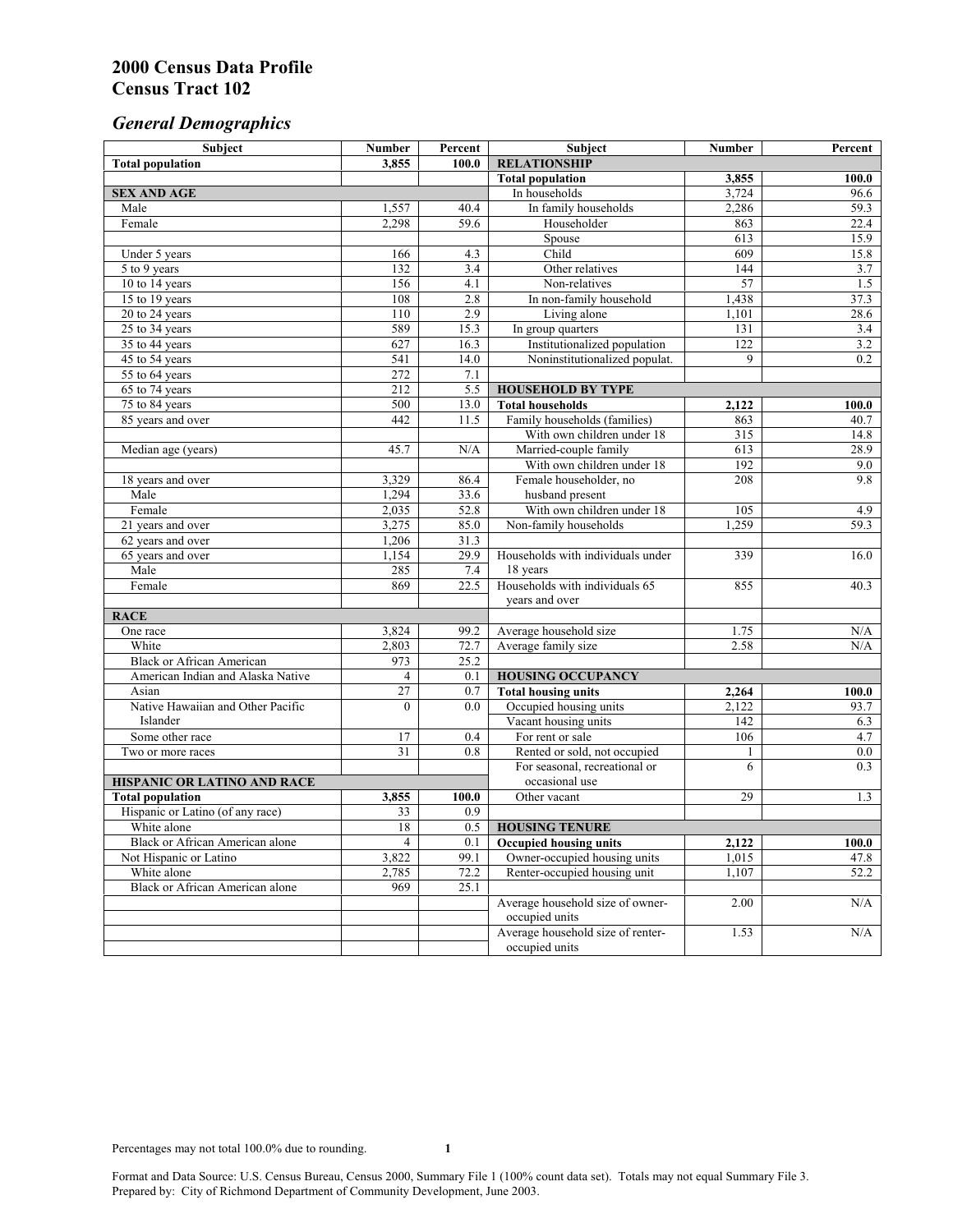# 2000 Census Data Profile
# Census Tract 102

## *General Demographics*

| Subject | Number | Percent | Subject | Number | Percent |
|---|---|---|---|---|---|
| **Total population** | **3,855** | **100.0** | **RELATIONSHIP** | | |
| | | | **Total population** | **3,855** | **100.0** |
| **SEX AND AGE** | | | In households | 3,724 | 96.6 |
| Male | 1,557 | 40.4 | In family households | 2,286 | 59.3 |
| Female | 2,298 | 59.6 | Householder | 863 | 22.4 |
| | | | Spouse | 613 | 15.9 |
| Under 5 years | 166 | 4.3 | Child | 609 | 15.8 |
| 5 to 9 years | 132 | 3.4 | Other relatives | 144 | 3.7 |
| 10 to 14 years | 156 | 4.1 | Non-relatives | 57 | 1.5 |
| 15 to 19 years | 108 | 2.8 | In non-family household | 1,438 | 37.3 |
| 20 to 24 years | 110 | 2.9 | Living alone | 1,101 | 28.6 |
| 25 to 34 years | 589 | 15.3 | In group quarters | 131 | 3.4 |
| 35 to 44 years | 627 | 16.3 | Institutionalized population | 122 | 3.2 |
| 45 to 54 years | 541 | 14.0 | Noninstitutionalized populat. | 9 | 0.2 |
| 55 to 64 years | 272 | 7.1 | | | |
| 65 to 74 years | 212 | 5.5 | **HOUSEHOLD BY TYPE** | | |
| 75 to 84 years | 500 | 13.0 | **Total households** | **2,122** | **100.0** |
| 85 years and over | 442 | 11.5 | Family households (families) | 863 | 40.7 |
| | | | With own children under 18 | 315 | 14.8 |
| Median age (years) | 45.7 | N/A | Married-couple family | 613 | 28.9 |
| | | | With own children under 18 | 192 | 9.0 |
| 18 years and over | 3,329 | 86.4 | Female householder, no husband present | 208 | 9.8 |
| Male | 1,294 | 33.6 | | | |
| Female | 2,035 | 52.8 | With own children under 18 | 105 | 4.9 |
| 21 years and over | 3,275 | 85.0 | Non-family households | 1,259 | 59.3 |
| 62 years and over | 1,206 | 31.3 | | | |
| 65 years and over | 1,154 | 29.9 | Households with individuals under 18 years | 339 | 16.0 |
| Male | 285 | 7.4 | | | |
| Female | 869 | 22.5 | Households with individuals 65 years and over | 855 | 40.3 |
| **RACE** | | | | | |
| One race | 3,824 | 99.2 | Average household size | 1.75 | N/A |
| White | 2,803 | 72.7 | Average family size | 2.58 | N/A |
| Black or African American | 973 | 25.2 | | | |
| American Indian and Alaska Native | 4 | 0.1 | **HOUSING OCCUPANCY** | | |
| Asian | 27 | 0.7 | **Total housing units** | **2,264** | **100.0** |
| Native Hawaiian and Other Pacific Islander | 0 | 0.0 | Occupied housing units | 2,122 | 93.7 |
| | | | Vacant housing units | 142 | 6.3 |
| Some other race | 17 | 0.4 | For rent or sale | 106 | 4.7 |
| Two or more races | 31 | 0.8 | Rented or sold, not occupied | 1 | 0.0 |
| | | | For seasonal, recreational or occasional use | 6 | 0.3 |
| **HISPANIC OR LATINO AND RACE** | | | | | |
| **Total population** | **3,855** | **100.0** | Other vacant | 29 | 1.3 |
| Hispanic or Latino (of any race) | 33 | 0.9 | | | |
| White alone | 18 | 0.5 | **HOUSING TENURE** | | |
| Black or African American alone | 4 | 0.1 | **Occupied housing units** | **2,122** | **100.0** |
| Not Hispanic or Latino | 3,822 | 99.1 | Owner-occupied housing units | 1,015 | 47.8 |
| White alone | 2,785 | 72.2 | Renter-occupied housing unit | 1,107 | 52.2 |
| Black or African American alone | 969 | 25.1 | | | |
| | | | Average household size of owner-occupied units | 2.00 | N/A |
| | | | Average household size of renter-occupied units | 1.53 | N/A |

Percentages may not total 100.0% due to rounding.

Format and Data Source: U.S. Census Bureau, Census 2000, Summary File 1 (100% count data set). Totals may not equal Summary File 3.
Prepared by: City of Richmond Department of Community Development, June 2003.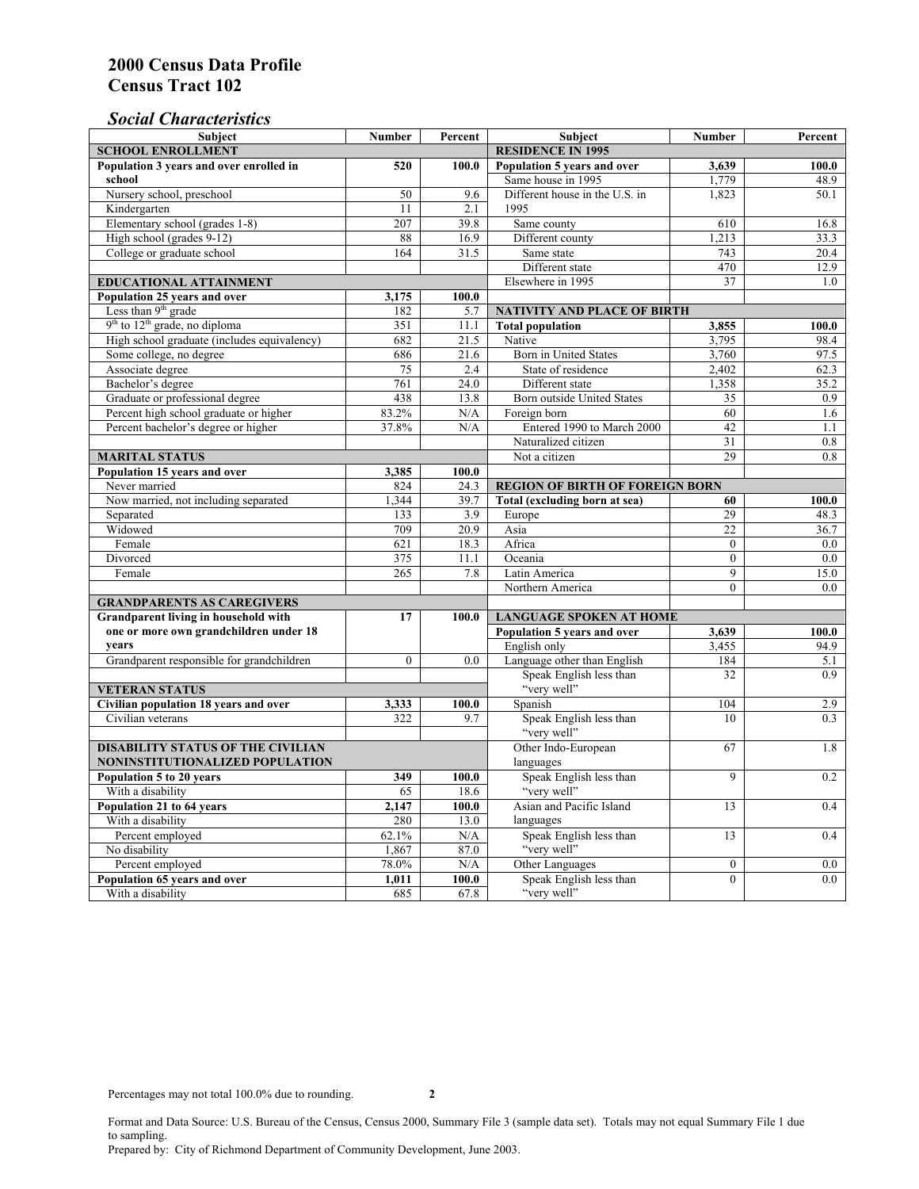# 2000 Census Data Profile
# Census Tract 102

## *Social Characteristics*

| Subject | Number | Percent |
|---|---|---|
| **SCHOOL ENROLLMENT** | | |
| **Population 3 years and over enrolled in school** | **520** | **100.0** |
| Nursery school, preschool | 50 | 9.6 |
| Kindergarten | 11 | 2.1 |
| Elementary school (grades 1-8) | 207 | 39.8 |
| High school (grades 9-12) | 88 | 16.9 |
| College or graduate school | 164 | 31.5 |
| **EDUCATIONAL ATTAINMENT** | | |
| **Population 25 years and over** | **3,175** | **100.0** |
| Less than 9th grade | 182 | 5.7 |
| 9th to 12th grade, no diploma | 351 | 11.1 |
| High school graduate (includes equivalency) | 682 | 21.5 |
| Some college, no degree | 686 | 21.6 |
| Associate degree | 75 | 2.4 |
| Bachelor's degree | 761 | 24.0 |
| Graduate or professional degree | 438 | 13.8 |
| Percent high school graduate or higher | 83.2% | N/A |
| Percent bachelor's degree or higher | 37.8% | N/A |
| **MARITAL STATUS** | | |
| **Population 15 years and over** | **3,385** | **100.0** |
| Never married | 824 | 24.3 |
| Now married, not including separated | 1,344 | 39.7 |
| Separated | 133 | 3.9 |
| Widowed | 709 | 20.9 |
| Female | 621 | 18.3 |
| Divorced | 375 | 11.1 |
| Female | 265 | 7.8 |
| **GRANDPARENTS AS CAREGIVERS** | | |
| **Grandparent living in household with one or more own grandchildren under 18 years** | **17** | **100.0** |
| Grandparent responsible for grandchildren | 0 | 0.0 |
| **VETERAN STATUS** | | |
| **Civilian population 18 years and over** | **3,333** | **100.0** |
| Civilian veterans | 322 | 9.7 |
| **DISABILITY STATUS OF THE CIVILIAN NONINSTITUTIONALIZED POPULATION** | | |
| **Population 5 to 20 years** | **349** | **100.0** |
| With a disability | 65 | 18.6 |
| **Population 21 to 64 years** | **2,147** | **100.0** |
| With a disability | 280 | 13.0 |
| Percent employed | 62.1% | N/A |
| No disability | 1,867 | 87.0 |
| Percent employed | 78.0% | N/A |
| **Population 65 years and over** | **1,011** | **100.0** |
| With a disability | 685 | 67.8 |

| Subject | Number | Percent |
|---|---|---|
| **RESIDENCE IN 1995** | | |
| **Population 5 years and over** | **3,639** | **100.0** |
| Same house in 1995 | 1,779 | 48.9 |
| Different house in the U.S. in 1995 | 1,823 | 50.1 |
| Same county | 610 | 16.8 |
| Different county | 1,213 | 33.3 |
| Same state | 743 | 20.4 |
| Different state | 470 | 12.9 |
| Elsewhere in 1995 | 37 | 1.0 |
| **NATIVITY AND PLACE OF BIRTH** | | |
| **Total population** | **3,855** | **100.0** |
| Native | 3,795 | 98.4 |
| Born in United States | 3,760 | 97.5 |
| State of residence | 2,402 | 62.3 |
| Different state | 1,358 | 35.2 |
| Born outside United States | 35 | 0.9 |
| Foreign born | 60 | 1.6 |
| Entered 1990 to March 2000 | 42 | 1.1 |
| Naturalized citizen | 31 | 0.8 |
| Not a citizen | 29 | 0.8 |
| **REGION OF BIRTH OF FOREIGN BORN** | | |
| **Total (excluding born at sea)** | **60** | **100.0** |
| Europe | 29 | 48.3 |
| Asia | 22 | 36.7 |
| Africa | 0 | 0.0 |
| Oceania | 0 | 0.0 |
| Latin America | 9 | 15.0 |
| Northern America | 0 | 0.0 |
| **LANGUAGE SPOKEN AT HOME** | | |
| **Population 5 years and over** | **3,639** | **100.0** |
| English only | 3,455 | 94.9 |
| Language other than English | 184 | 5.1 |
| Speak English less than "very well" | 32 | 0.9 |
| Spanish | 104 | 2.9 |
| Speak English less than "very well" | 10 | 0.3 |
| Other Indo-European languages | 67 | 1.8 |
| Speak English less than "very well" | 9 | 0.2 |
| Asian and Pacific Island languages | 13 | 0.4 |
| Speak English less than "very well" | 13 | 0.4 |
| Other Languages | 0 | 0.0 |
| Speak English less than "very well" | 0 | 0.0 |

Percentages may not total 100.0% due to rounding.

Format and Data Source: U.S. Bureau of the Census, Census 2000, Summary File 3 (sample data set). Totals may not equal Summary File 1 due to sampling.
Prepared by: City of Richmond Department of Community Development, June 2003.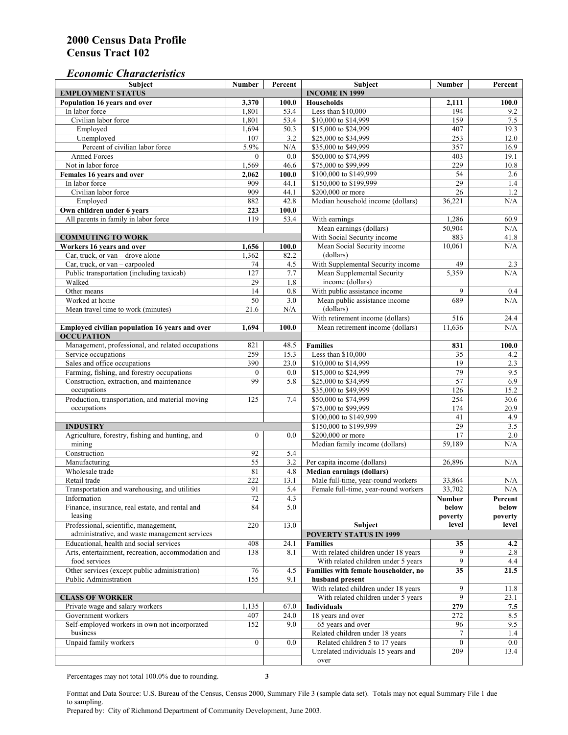## 2000 Census Data Profile
## Census Tract 102

### *Economic Characteristics*

| Subject | Number | Percent |
|---|---|---|
| **EMPLOYMENT STATUS** | | |
| **Population 16 years and over** | **3,370** | **100.0** |
| In labor force | 1,801 | 53.4 |
| Civilian labor force | 1,801 | 53.4 |
| Employed | 1,694 | 50.3 |
| Unemployed | 107 | 3.2 |
| Percent of civilian labor force | 5.9% | N/A |
| Armed Forces | 0 | 0.0 |
| Not in labor force | 1,569 | 46.6 |
| **Females 16 years and over** | **2,062** | **100.0** |
| In labor force | 909 | 44.1 |
| Civilian labor force | 909 | 44.1 |
| Employed | 882 | 42.8 |
| **Own children under 6 years** | **223** | **100.0** |
| All parents in family in labor force | 119 | 53.4 |
| **COMMUTING TO WORK** | | |
| **Workers 16 years and over** | **1,656** | **100.0** |
| Car, truck, or van – drove alone | 1,362 | 82.2 |
| Car, truck, or van – carpooled | 74 | 4.5 |
| Public transportation (including taxicab) | 127 | 7.7 |
| Walked | 29 | 1.8 |
| Other means | 14 | 0.8 |
| Worked at home | 50 | 3.0 |
| Mean travel time to work (minutes) | 21.6 | N/A |
| **Employed civilian population 16 years and over** | **1,694** | **100.0** |
| **OCCUPATION** | | |
| Management, professional, and related occupations | 821 | 48.5 |
| Service occupations | 259 | 15.3 |
| Sales and office occupations | 390 | 23.0 |
| Farming, fishing, and forestry occupations | 0 | 0.0 |
| Construction, extraction, and maintenance occupations | 99 | 5.8 |
| Production, transportation, and material moving occupations | 125 | 7.4 |
| **INDUSTRY** | | |
| Agriculture, forestry, fishing and hunting, and mining | 0 | 0.0 |
| Construction | 92 | 5.4 |
| Manufacturing | 55 | 3.2 |
| Wholesale trade | 81 | 4.8 |
| Retail trade | 222 | 13.1 |
| Transportation and warehousing, and utilities | 91 | 5.4 |
| Information | 72 | 4.3 |
| Finance, insurance, real estate, and rental and leasing | 84 | 5.0 |
| Professional, scientific, management, administrative, and waste management services | 220 | 13.0 |
| Educational, health and social services | 408 | 24.1 |
| Arts, entertainment, recreation, accommodation and food services | 138 | 8.1 |
| Other services (except public administration) | 76 | 4.5 |
| Public Administration | 155 | 9.1 |
| **CLASS OF WORKER** | | |
| Private wage and salary workers | 1,135 | 67.0 |
| Government workers | 407 | 24.0 |
| Self-employed workers in own not incorporated business | 152 | 9.0 |
| Unpaid family workers | 0 | 0.0 |

| Subject | Number | Percent |
|---|---|---|
| **INCOME IN 1999** | | |
| **Households** | **2,111** | **100.0** |
| Less than $10,000 | 194 | 9.2 |
| $10,000 to $14,999 | 159 | 7.5 |
| $15,000 to $24,999 | 407 | 19.3 |
| $25,000 to $34,999 | 253 | 12.0 |
| $35,000 to $49,999 | 357 | 16.9 |
| $50,000 to $74,999 | 403 | 19.1 |
| $75,000 to $99,999 | 229 | 10.8 |
| $100,000 to $149,999 | 54 | 2.6 |
| $150,000 to $199,999 | 29 | 1.4 |
| $200,000 or more | 26 | 1.2 |
| Median household income (dollars) | 36,221 | N/A |
| With earnings | 1,286 | 60.9 |
| Mean earnings (dollars) | 50,904 | N/A |
| With Social Security income | 883 | 41.8 |
| Mean Social Security income (dollars) | 10,061 | N/A |
| With Supplemental Security income | 49 | 2.3 |
| Mean Supplemental Security income (dollars) | 5,359 | N/A |
| With public assistance income | 9 | 0.4 |
| Mean public assistance income (dollars) | 689 | N/A |
| With retirement income (dollars) | 516 | 24.4 |
| Mean retirement income (dollars) | 11,636 | N/A |
| **Families** | **831** | **100.0** |
| Less than $10,000 | 35 | 4.2 |
| $10,000 to $14,999 | 19 | 2.3 |
| $15,000 to $24,999 | 79 | 9.5 |
| $25,000 to $34,999 | 57 | 6.9 |
| $35,000 to $49,999 | 126 | 15.2 |
| $50,000 to $74,999 | 254 | 30.6 |
| $75,000 to $99,999 | 174 | 20.9 |
| $100,000 to $149,999 | 41 | 4.9 |
| $150,000 to $199,999 | 29 | 3.5 |
| $200,000 or more | 17 | 2.0 |
| Median family income (dollars) | 59,189 | N/A |
| Per capita income (dollars) | 26,896 | N/A |
| **Median earnings (dollars)** | | |
| Male full-time, year-round workers | 33,864 | N/A |
| Female full-time, year-round workers | 33,702 | N/A |

| Subject | Number below poverty level | Percent below poverty level |
|---|---|---|
| **POVERTY STATUS IN 1999** | | |
| **Families** | **35** | **4.2** |
| With related children under 18 years | 9 | 2.8 |
| With related children under 5 years | 9 | 4.4 |
| **Families with female householder, no husband present** | **35** | **21.5** |
| With related children under 18 years | 9 | 11.8 |
| With related children under 5 years | 9 | 23.1 |
| **Individuals** | **279** | **7.5** |
| 18 years and over | 272 | 8.5 |
| 65 years and over | 96 | 9.5 |
| Related children under 18 years | 7 | 1.4 |
| Related children 5 to 17 years | 0 | 0.0 |
| Unrelated individuals 15 years and over | 209 | 13.4 |

Percentages may not total 100.0% due to rounding.

Format and Data Source: U.S. Bureau of the Census, Census 2000, Summary File 3 (sample data set). Totals may not equal Summary File 1 due to sampling.
Prepared by: City of Richmond Department of Community Development, June 2003.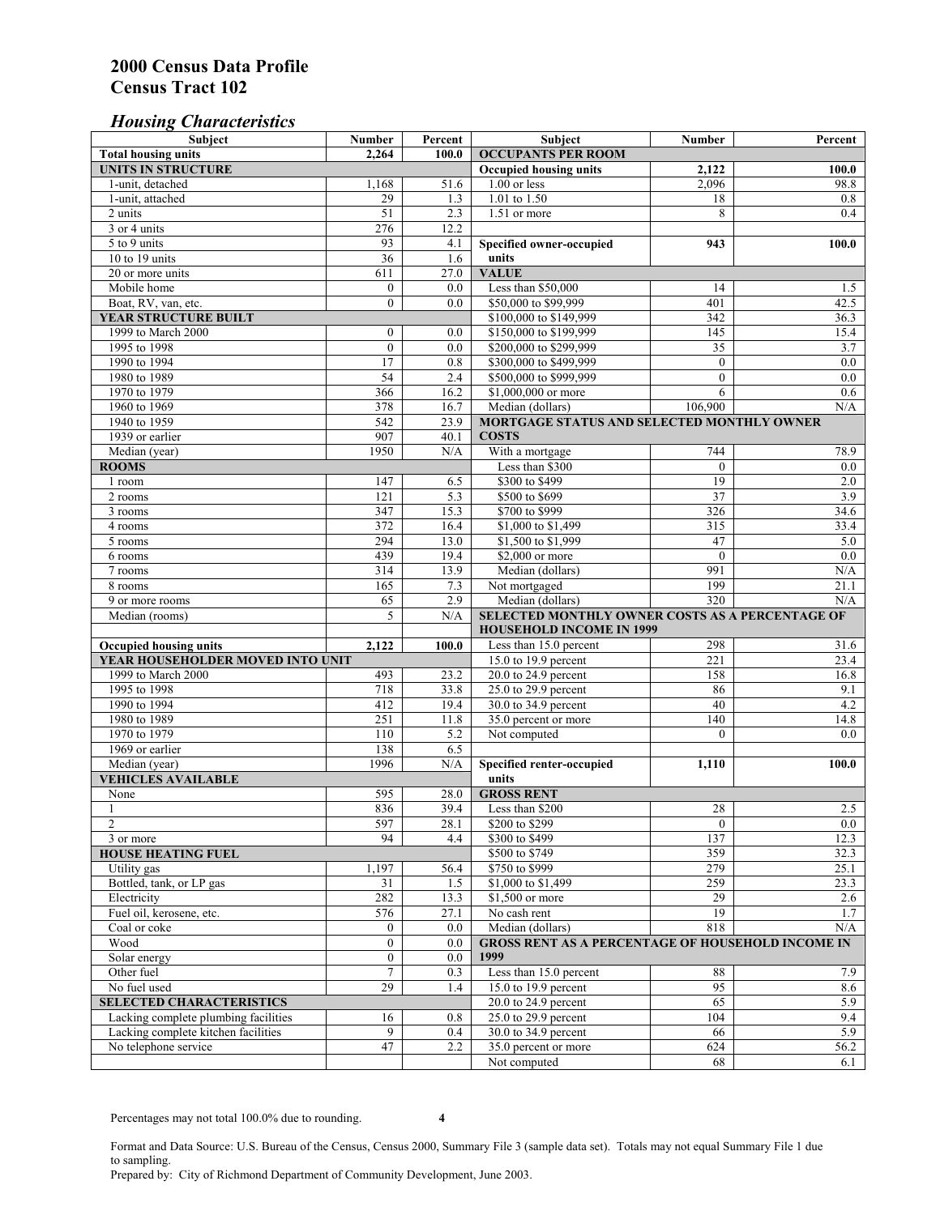# 2000 Census Data Profile
# Census Tract 102

## *Housing Characteristics*

| Subject | Number | Percent | Subject | Number | Percent |
|---|---|---|---|---|---|
| **Total housing units** | **2,264** | **100.0** | **OCCUPANTS PER ROOM** | | |
| **UNITS IN STRUCTURE** | | | **Occupied housing units** | **2,122** | **100.0** |
| 1-unit, detached | 1,168 | 51.6 | 1.00 or less | 2,096 | 98.8 |
| 1-unit, attached | 29 | 1.3 | 1.01 to 1.50 | 18 | 0.8 |
| 2 units | 51 | 2.3 | 1.51 or more | 8 | 0.4 |
| 3 or 4 units | 276 | 12.2 | | | |
| 5 to 9 units | 93 | 4.1 | **Specified owner-occupied units** | **943** | **100.0** |
| 10 to 19 units | 36 | 1.6 | | | |
| 20 or more units | 611 | 27.0 | **VALUE** | | |
| Mobile home | 0 | 0.0 | Less than $50,000 | 14 | 1.5 |
| Boat, RV, van, etc. | 0 | 0.0 | $50,000 to $99,999 | 401 | 42.5 |
| **YEAR STRUCTURE BUILT** | | | $100,000 to $149,999 | 342 | 36.3 |
| 1999 to March 2000 | 0 | 0.0 | $150,000 to $199,999 | 145 | 15.4 |
| 1995 to 1998 | 0 | 0.0 | $200,000 to $299,999 | 35 | 3.7 |
| 1990 to 1994 | 17 | 0.8 | $300,000 to $499,999 | 0 | 0.0 |
| 1980 to 1989 | 54 | 2.4 | $500,000 to $999,999 | 0 | 0.0 |
| 1970 to 1979 | 366 | 16.2 | $1,000,000 or more | 6 | 0.6 |
| 1960 to 1969 | 378 | 16.7 | Median (dollars) | 106,900 | N/A |
| 1940 to 1959 | 542 | 23.9 | **MORTGAGE STATUS AND SELECTED MONTHLY OWNER COSTS** | | |
| 1939 or earlier | 907 | 40.1 | | | |
| Median (year) | 1950 | N/A | With a mortgage | 744 | 78.9 |
| **ROOMS** | | | Less than $300 | 0 | 0.0 |
| 1 room | 147 | 6.5 | $300 to $499 | 19 | 2.0 |
| 2 rooms | 121 | 5.3 | $500 to $699 | 37 | 3.9 |
| 3 rooms | 347 | 15.3 | $700 to $999 | 326 | 34.6 |
| 4 rooms | 372 | 16.4 | $1,000 to $1,499 | 315 | 33.4 |
| 5 rooms | 294 | 13.0 | $1,500 to $1,999 | 47 | 5.0 |
| 6 rooms | 439 | 19.4 | $2,000 or more | 0 | 0.0 |
| 7 rooms | 314 | 13.9 | Median (dollars) | 991 | N/A |
| 8 rooms | 165 | 7.3 | Not mortgaged | 199 | 21.1 |
| 9 or more rooms | 65 | 2.9 | Median (dollars) | 320 | N/A |
| Median (rooms) | 5 | N/A | **SELECTED MONTHLY OWNER COSTS AS A PERCENTAGE OF HOUSEHOLD INCOME IN 1999** | | |
| | | | | | |
| **Occupied housing units** | **2,122** | **100.0** | Less than 15.0 percent | 298 | 31.6 |
| **YEAR HOUSEHOLDER MOVED INTO UNIT** | | | 15.0 to 19.9 percent | 221 | 23.4 |
| 1999 to March 2000 | 493 | 23.2 | 20.0 to 24.9 percent | 158 | 16.8 |
| 1995 to 1998 | 718 | 33.8 | 25.0 to 29.9 percent | 86 | 9.1 |
| 1990 to 1994 | 412 | 19.4 | 30.0 to 34.9 percent | 40 | 4.2 |
| 1980 to 1989 | 251 | 11.8 | 35.0 percent or more | 140 | 14.8 |
| 1970 to 1979 | 110 | 5.2 | Not computed | 0 | 0.0 |
| 1969 or earlier | 138 | 6.5 | | | |
| Median (year) | 1996 | N/A | **Specified renter-occupied units** | **1,110** | **100.0** |
| **VEHICLES AVAILABLE** | | | | | |
| None | 595 | 28.0 | **GROSS RENT** | | |
| 1 | 836 | 39.4 | Less than $200 | 28 | 2.5 |
| 2 | 597 | 28.1 | $200 to $299 | 0 | 0.0 |
| 3 or more | 94 | 4.4 | $300 to $499 | 137 | 12.3 |
| **HOUSE HEATING FUEL** | | | $500 to $749 | 359 | 32.3 |
| Utility gas | 1,197 | 56.4 | $750 to $999 | 279 | 25.1 |
| Bottled, tank, or LP gas | 31 | 1.5 | $1,000 to $1,499 | 259 | 23.3 |
| Electricity | 282 | 13.3 | $1,500 or more | 29 | 2.6 |
| Fuel oil, kerosene, etc. | 576 | 27.1 | No cash rent | 19 | 1.7 |
| Coal or coke | 0 | 0.0 | Median (dollars) | 818 | N/A |
| Wood | 0 | 0.0 | **GROSS RENT AS A PERCENTAGE OF HOUSEHOLD INCOME IN 1999** | | |
| Solar energy | 0 | 0.0 | | | |
| Other fuel | 7 | 0.3 | Less than 15.0 percent | 88 | 7.9 |
| No fuel used | 29 | 1.4 | 15.0 to 19.9 percent | 95 | 8.6 |
| **SELECTED CHARACTERISTICS** | | | 20.0 to 24.9 percent | 65 | 5.9 |
| Lacking complete plumbing facilities | 16 | 0.8 | 25.0 to 29.9 percent | 104 | 9.4 |
| Lacking complete kitchen facilities | 9 | 0.4 | 30.0 to 34.9 percent | 66 | 5.9 |
| No telephone service | 47 | 2.2 | 35.0 percent or more | 624 | 56.2 |
| | | | Not computed | 68 | 6.1 |

Percentages may not total 100.0% due to rounding.

Format and Data Source: U.S. Bureau of the Census, Census 2000, Summary File 3 (sample data set). Totals may not equal Summary File 1 due to sampling.
Prepared by: City of Richmond Department of Community Development, June 2003.